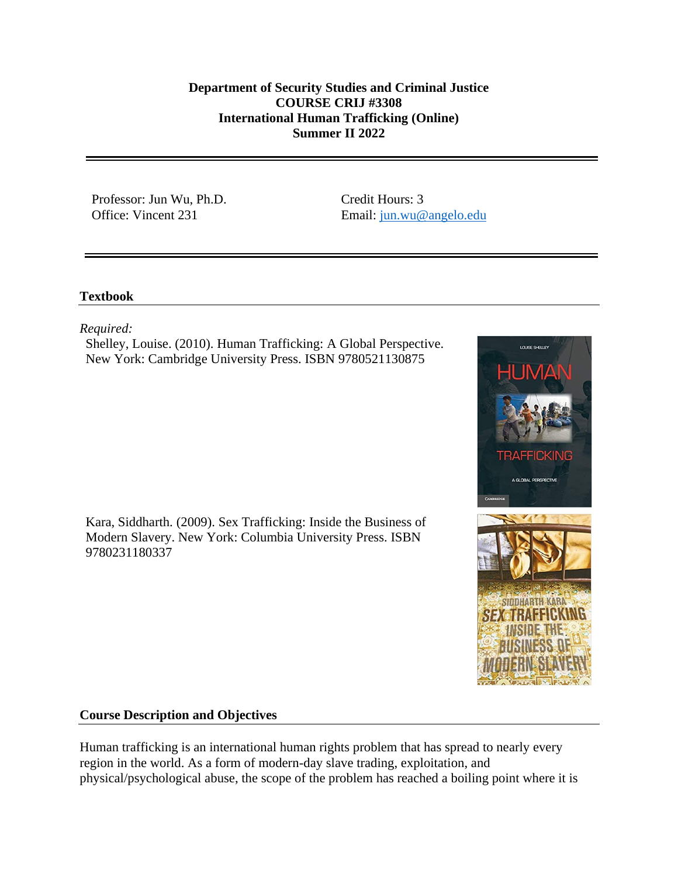**Department of Security Studies and Criminal Justice**
**COURSE CRIJ #3308**
**International Human Trafficking (Online)**
**Summer II 2022**

---

Professor: Jun Wu, Ph.D.
Office: Vincent 231

Credit Hours: 3
Email: [jun.wu@angelo.edu](mailto:jun.wu@angelo.edu)

---

## Textbook

*Required:*

Shelley, Louise. (2010). Human Trafficking: A Global Perspective. New York: Cambridge University Press. ISBN 9780521130875

Kara, Siddharth. (2009). Sex Trafficking: Inside the Business of Modern Slavery. New York: Columbia University Press. ISBN 9780231180337

## Course Description and Objectives

Human trafficking is an international human rights problem that has spread to nearly every region in the world. As a form of modern-day slave trading, exploitation, and physical/psychological abuse, the scope of the problem has reached a boiling point where it is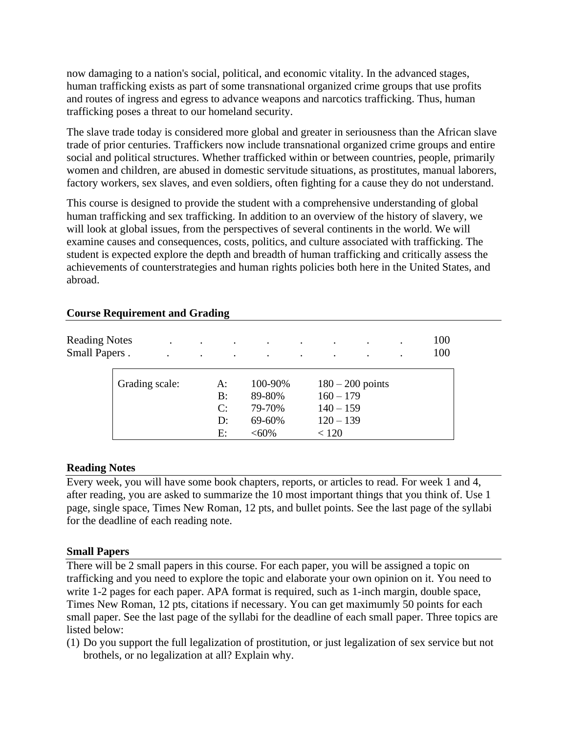now damaging to a nation's social, political, and economic vitality. In the advanced stages, human trafficking exists as part of some transnational organized crime groups that use profits and routes of ingress and egress to advance weapons and narcotics trafficking. Thus, human trafficking poses a threat to our homeland security.

The slave trade today is considered more global and greater in seriousness than the African slave trade of prior centuries. Traffickers now include transnational organized crime groups and entire social and political structures. Whether trafficked within or between countries, people, primarily women and children, are abused in domestic servitude situations, as prostitutes, manual laborers, factory workers, sex slaves, and even soldiers, often fighting for a cause they do not understand.

This course is designed to provide the student with a comprehensive understanding of global human trafficking and sex trafficking. In addition to an overview of the history of slavery, we will look at global issues, from the perspectives of several continents in the world. We will examine causes and consequences, costs, politics, and culture associated with trafficking. The student is expected explore the depth and breadth of human trafficking and critically assess the achievements of counterstrategies and human rights policies both here in the United States, and abroad.

## Course Requirement and Grading

| | |
|---|---|
| Reading Notes | 100 |
| Small Papers | 100 |

| Grading scale: | | | |
|---|---|---|---|
| | A: | 100-90% | 180 – 200 points |
| | B: | 89-80% | 160 – 179 |
| | C: | 79-70% | 140 – 159 |
| | D: | 69-60% | 120 – 139 |
| | E: | <60% | < 120 |

## Reading Notes

Every week, you will have some book chapters, reports, or articles to read. For week 1 and 4, after reading, you are asked to summarize the 10 most important things that you think of. Use 1 page, single space, Times New Roman, 12 pts, and bullet points. See the last page of the syllabi for the deadline of each reading note.

## Small Papers

There will be 2 small papers in this course. For each paper, you will be assigned a topic on trafficking and you need to explore the topic and elaborate your own opinion on it. You need to write 1-2 pages for each paper. APA format is required, such as 1-inch margin, double space, Times New Roman, 12 pts, citations if necessary. You can get maximumly 50 points for each small paper. See the last page of the syllabi for the deadline of each small paper. Three topics are listed below:

(1) Do you support the full legalization of prostitution, or just legalization of sex service but not brothels, or no legalization at all? Explain why.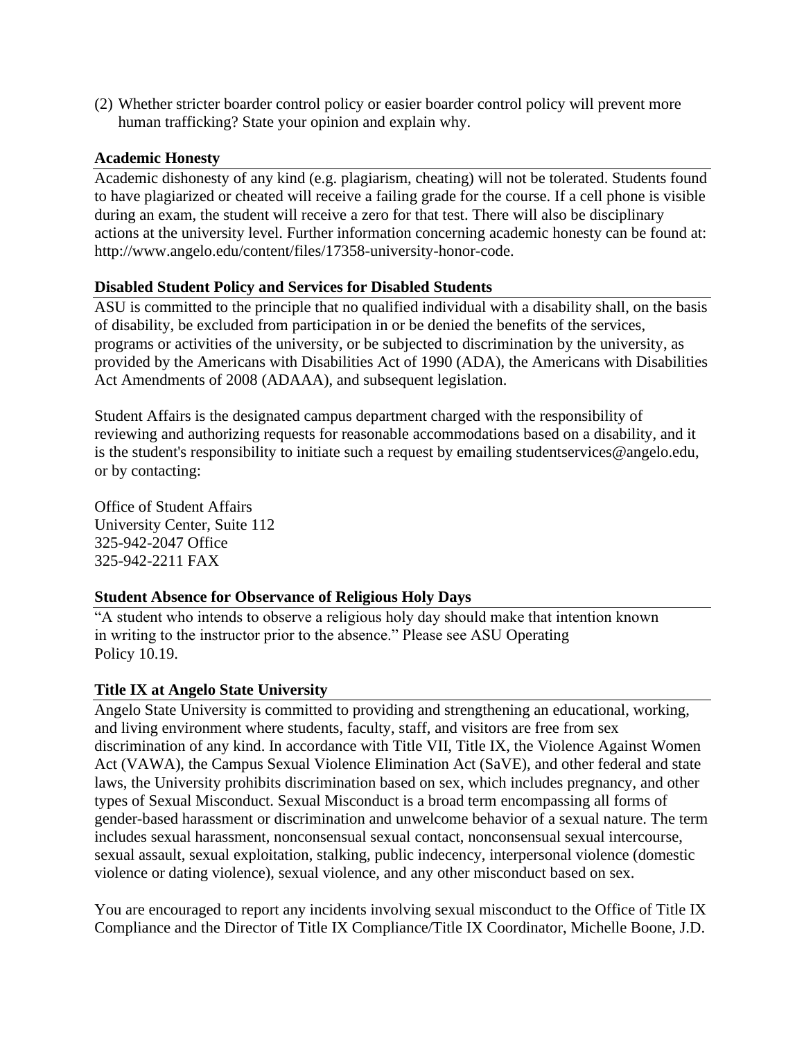(2) Whether stricter boarder control policy or easier boarder control policy will prevent more human trafficking? State your opinion and explain why.

### Academic Honesty

Academic dishonesty of any kind (e.g. plagiarism, cheating) will not be tolerated. Students found to have plagiarized or cheated will receive a failing grade for the course. If a cell phone is visible during an exam, the student will receive a zero for that test. There will also be disciplinary actions at the university level. Further information concerning academic honesty can be found at: http://www.angelo.edu/content/files/17358-university-honor-code.

### Disabled Student Policy and Services for Disabled Students

ASU is committed to the principle that no qualified individual with a disability shall, on the basis of disability, be excluded from participation in or be denied the benefits of the services, programs or activities of the university, or be subjected to discrimination by the university, as provided by the Americans with Disabilities Act of 1990 (ADA), the Americans with Disabilities Act Amendments of 2008 (ADAAA), and subsequent legislation.

Student Affairs is the designated campus department charged with the responsibility of reviewing and authorizing requests for reasonable accommodations based on a disability, and it is the student's responsibility to initiate such a request by emailing studentservices@angelo.edu, or by contacting:

Office of Student Affairs
University Center, Suite 112
325-942-2047 Office
325-942-2211 FAX

### Student Absence for Observance of Religious Holy Days

"A student who intends to observe a religious holy day should make that intention known in writing to the instructor prior to the absence." Please see ASU Operating Policy 10.19.

### Title IX at Angelo State University

Angelo State University is committed to providing and strengthening an educational, working, and living environment where students, faculty, staff, and visitors are free from sex discrimination of any kind. In accordance with Title VII, Title IX, the Violence Against Women Act (VAWA), the Campus Sexual Violence Elimination Act (SaVE), and other federal and state laws, the University prohibits discrimination based on sex, which includes pregnancy, and other types of Sexual Misconduct. Sexual Misconduct is a broad term encompassing all forms of gender-based harassment or discrimination and unwelcome behavior of a sexual nature. The term includes sexual harassment, nonconsensual sexual contact, nonconsensual sexual intercourse, sexual assault, sexual exploitation, stalking, public indecency, interpersonal violence (domestic violence or dating violence), sexual violence, and any other misconduct based on sex.

You are encouraged to report any incidents involving sexual misconduct to the Office of Title IX Compliance and the Director of Title IX Compliance/Title IX Coordinator, Michelle Boone, J.D.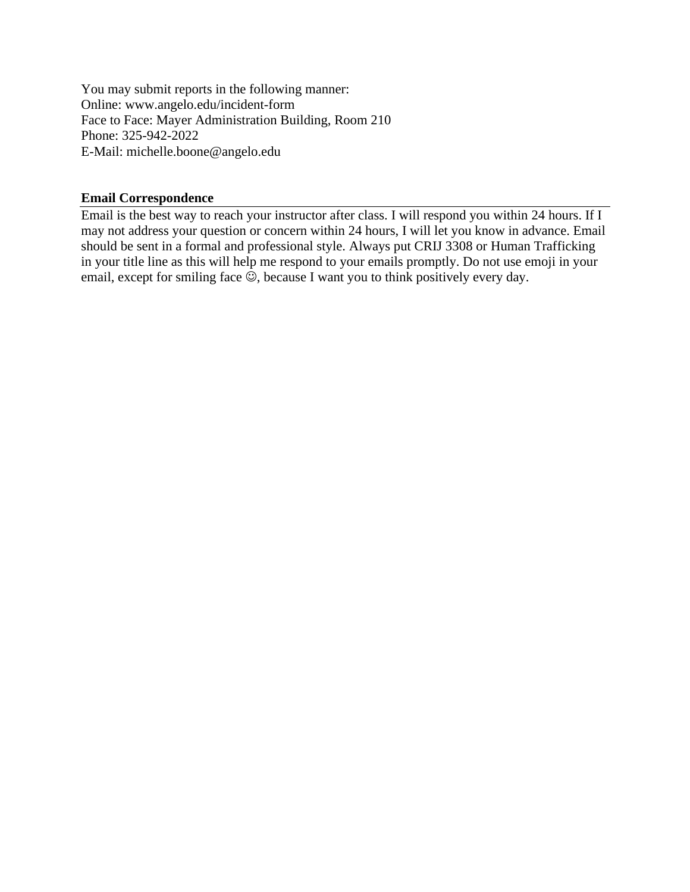You may submit reports in the following manner:
Online: www.angelo.edu/incident-form
Face to Face: Mayer Administration Building, Room 210
Phone: 325-942-2022
E-Mail: michelle.boone@angelo.edu

**Email Correspondence**

Email is the best way to reach your instructor after class. I will respond you within 24 hours. If I may not address your question or concern within 24 hours, I will let you know in advance. Email should be sent in a formal and professional style. Always put CRIJ 3308 or Human Trafficking in your title line as this will help me respond to your emails promptly. Do not use emoji in your email, except for smiling face ☺, because I want you to think positively every day.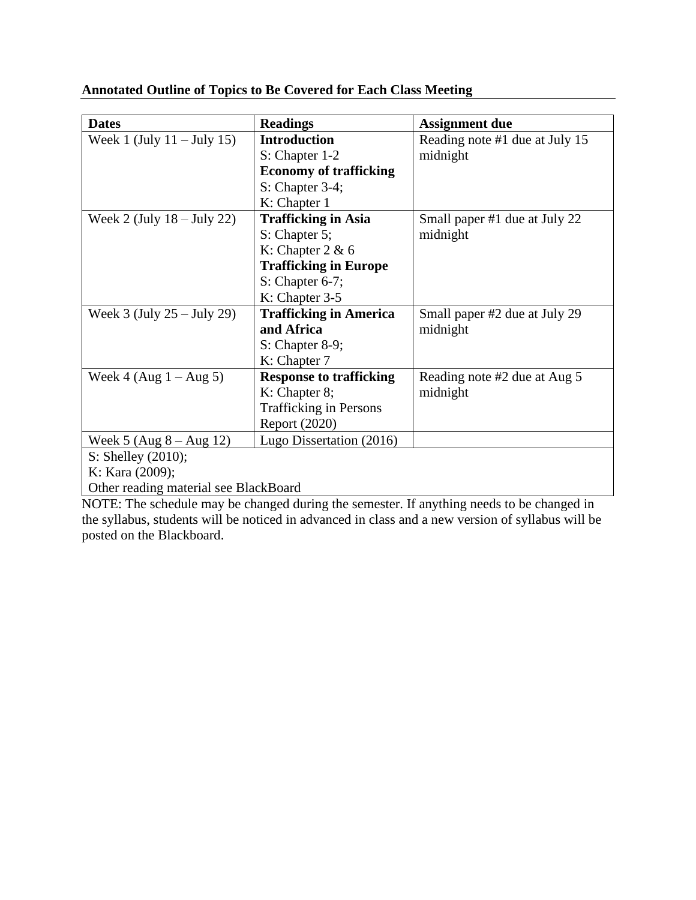**Annotated Outline of Topics to Be Covered for Each Class Meeting**

| **Dates** | **Readings** | **Assignment due** |
|---|---|---|
| Week 1 (July 11 – July 15) | **Introduction**<br>S: Chapter 1-2<br>**Economy of trafficking**<br>S: Chapter 3-4;<br>K: Chapter 1 | Reading note #1 due at July 15 midnight |
| Week 2 (July 18 – July 22) | **Trafficking in Asia**<br>S: Chapter 5;<br>K: Chapter 2 & 6<br>**Trafficking in Europe**<br>S: Chapter 6-7;<br>K: Chapter 3-5 | Small paper #1 due at July 22 midnight |
| Week 3 (July 25 – July 29) | **Trafficking in America and Africa**<br>S: Chapter 8-9;<br>K: Chapter 7 | Small paper #2 due at July 29 midnight |
| Week 4 (Aug 1 – Aug 5) | **Response to trafficking**<br>K: Chapter 8;<br>Trafficking in Persons Report (2020) | Reading note #2 due at Aug 5 midnight |
| Week 5 (Aug 8 – Aug 12) | Lugo Dissertation (2016) | |
| S: Shelley (2010);<br>K: Kara (2009);<br>Other reading material see BlackBoard | | |

NOTE: The schedule may be changed during the semester. If anything needs to be changed in the syllabus, students will be noticed in advanced in class and a new version of syllabus will be posted on the Blackboard.